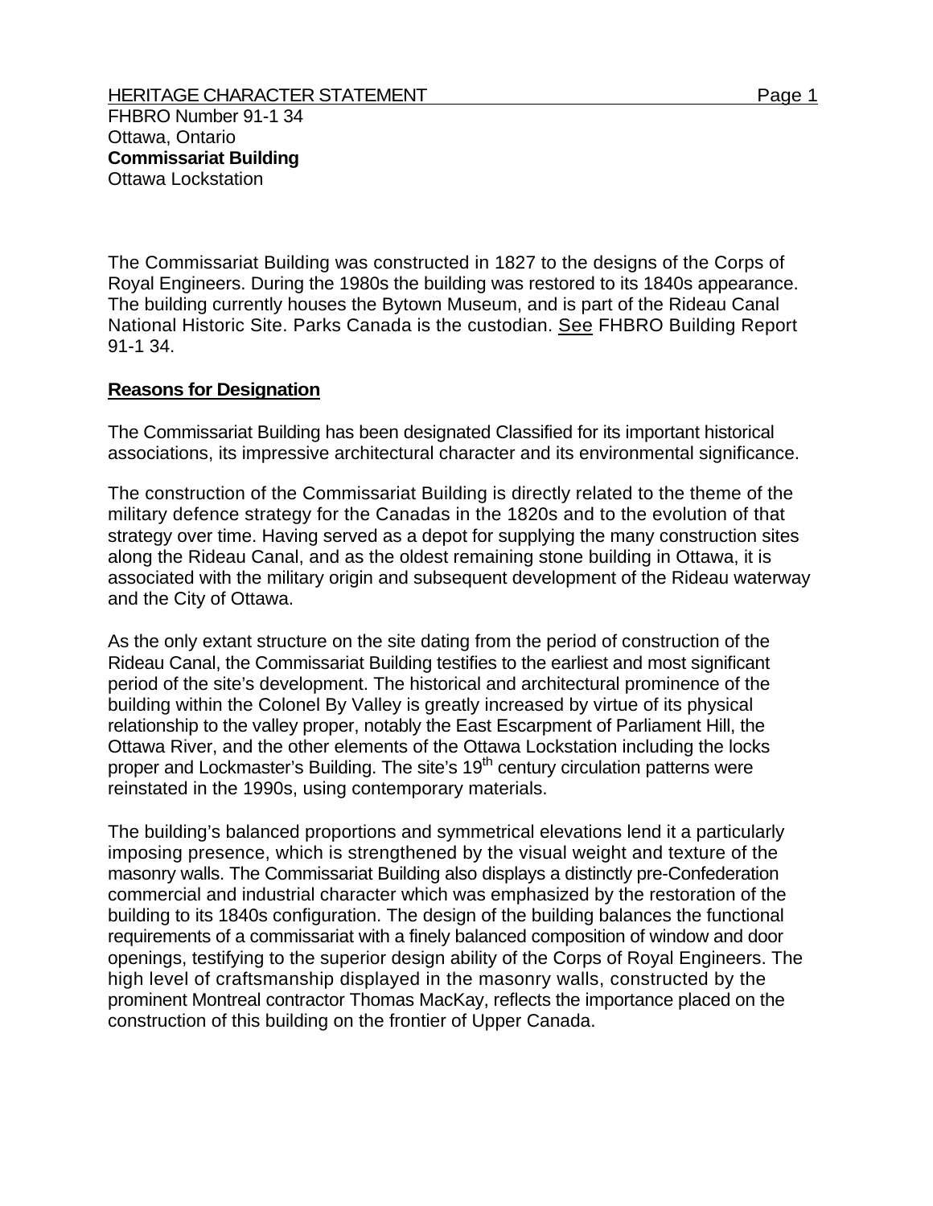HERITAGE CHARACTER STATEMENT

FHBRO Number 91-1 34
Ottawa, Ontario
**Commissariat Building**
Ottawa Lockstation

The Commissariat Building was constructed in 1827 to the designs of the Corps of Royal Engineers. During the 1980s the building was restored to its 1840s appearance. The building currently houses the Bytown Museum, and is part of the Rideau Canal National Historic Site. Parks Canada is the custodian. See FHBRO Building Report 91-1 34.

**Reasons for Designation**

The Commissariat Building has been designated Classified for its important historical associations, its impressive architectural character and its environmental significance.

The construction of the Commissariat Building is directly related to the theme of the military defence strategy for the Canadas in the 1820s and to the evolution of that strategy over time. Having served as a depot for supplying the many construction sites along the Rideau Canal, and as the oldest remaining stone building in Ottawa, it is associated with the military origin and subsequent development of the Rideau waterway and the City of Ottawa.

As the only extant structure on the site dating from the period of construction of the Rideau Canal, the Commissariat Building testifies to the earliest and most significant period of the site's development. The historical and architectural prominence of the building within the Colonel By Valley is greatly increased by virtue of its physical relationship to the valley proper, notably the East Escarpment of Parliament Hill, the Ottawa River, and the other elements of the Ottawa Lockstation including the locks proper and Lockmaster's Building. The site's 19th century circulation patterns were reinstated in the 1990s, using contemporary materials.

The building's balanced proportions and symmetrical elevations lend it a particularly imposing presence, which is strengthened by the visual weight and texture of the masonry walls. The Commissariat Building also displays a distinctly pre-Confederation commercial and industrial character which was emphasized by the restoration of the building to its 1840s configuration. The design of the building balances the functional requirements of a commissariat with a finely balanced composition of window and door openings, testifying to the superior design ability of the Corps of Royal Engineers. The high level of craftsmanship displayed in the masonry walls, constructed by the prominent Montreal contractor Thomas MacKay, reflects the importance placed on the construction of this building on the frontier of Upper Canada.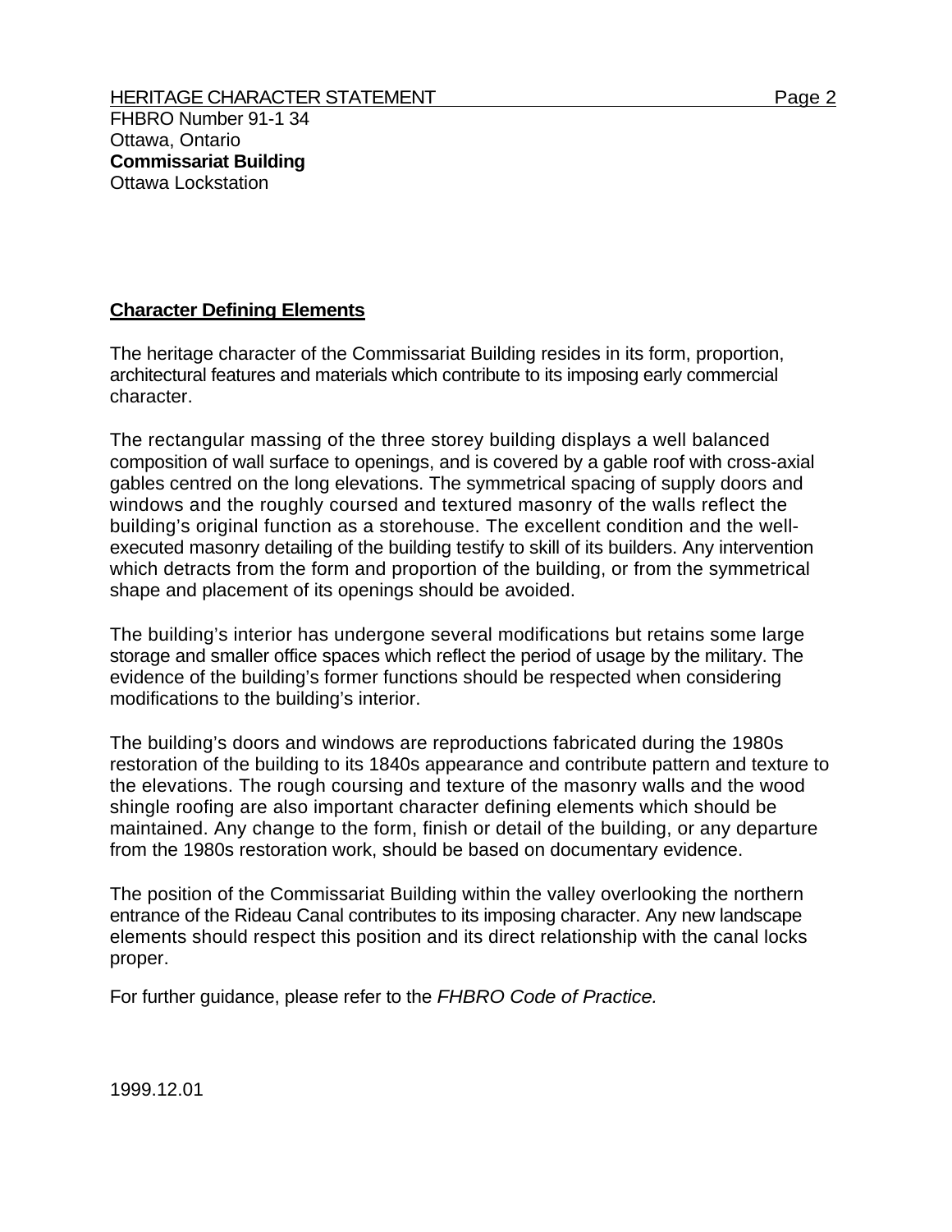## Character Defining Elements

The heritage character of the Commissariat Building resides in its form, proportion, architectural features and materials which contribute to its imposing early commercial character.

The rectangular massing of the three storey building displays a well balanced composition of wall surface to openings, and is covered by a gable roof with cross-axial gables centred on the long elevations. The symmetrical spacing of supply doors and windows and the roughly coursed and textured masonry of the walls reflect the building's original function as a storehouse. The excellent condition and the well-executed masonry detailing of the building testify to skill of its builders. Any intervention which detracts from the form and proportion of the building, or from the symmetrical shape and placement of its openings should be avoided.

The building's interior has undergone several modifications but retains some large storage and smaller office spaces which reflect the period of usage by the military. The evidence of the building's former functions should be respected when considering modifications to the building's interior.

The building's doors and windows are reproductions fabricated during the 1980s restoration of the building to its 1840s appearance and contribute pattern and texture to the elevations. The rough coursing and texture of the masonry walls and the wood shingle roofing are also important character defining elements which should be maintained. Any change to the form, finish or detail of the building, or any departure from the 1980s restoration work, should be based on documentary evidence.

The position of the Commissariat Building within the valley overlooking the northern entrance of the Rideau Canal contributes to its imposing character. Any new landscape elements should respect this position and its direct relationship with the canal locks proper.

For further guidance, please refer to the *FHBRO Code of Practice.*